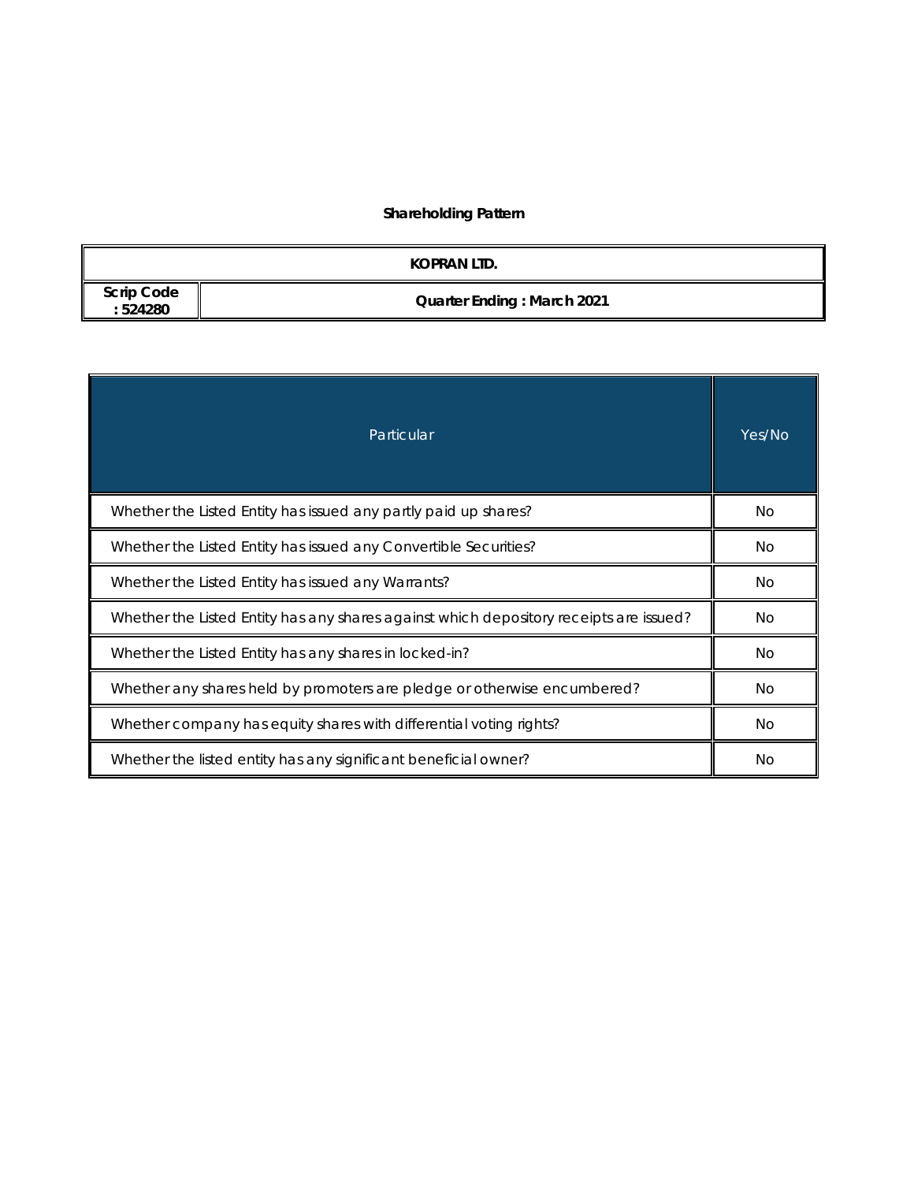# Shareholding Pattern

| KOPRAN LTD. | |
|---|---|
| **Scrip Code : 524280** | **Quarter Ending : March 2021** |

| Particular | Yes/No |
|---|---|
| Whether the Listed Entity has issued any partly paid up shares? | No |
| Whether the Listed Entity has issued any Convertible Securities? | No |
| Whether the Listed Entity has issued any Warrants? | No |
| Whether the Listed Entity has any shares against which depository receipts are issued? | No |
| Whether the Listed Entity has any shares in locked-in? | No |
| Whether any shares held by promoters are pledge or otherwise encumbered? | No |
| Whether company has equity shares with differential voting rights? | No |
| Whether the listed entity has any significant beneficial owner? | No |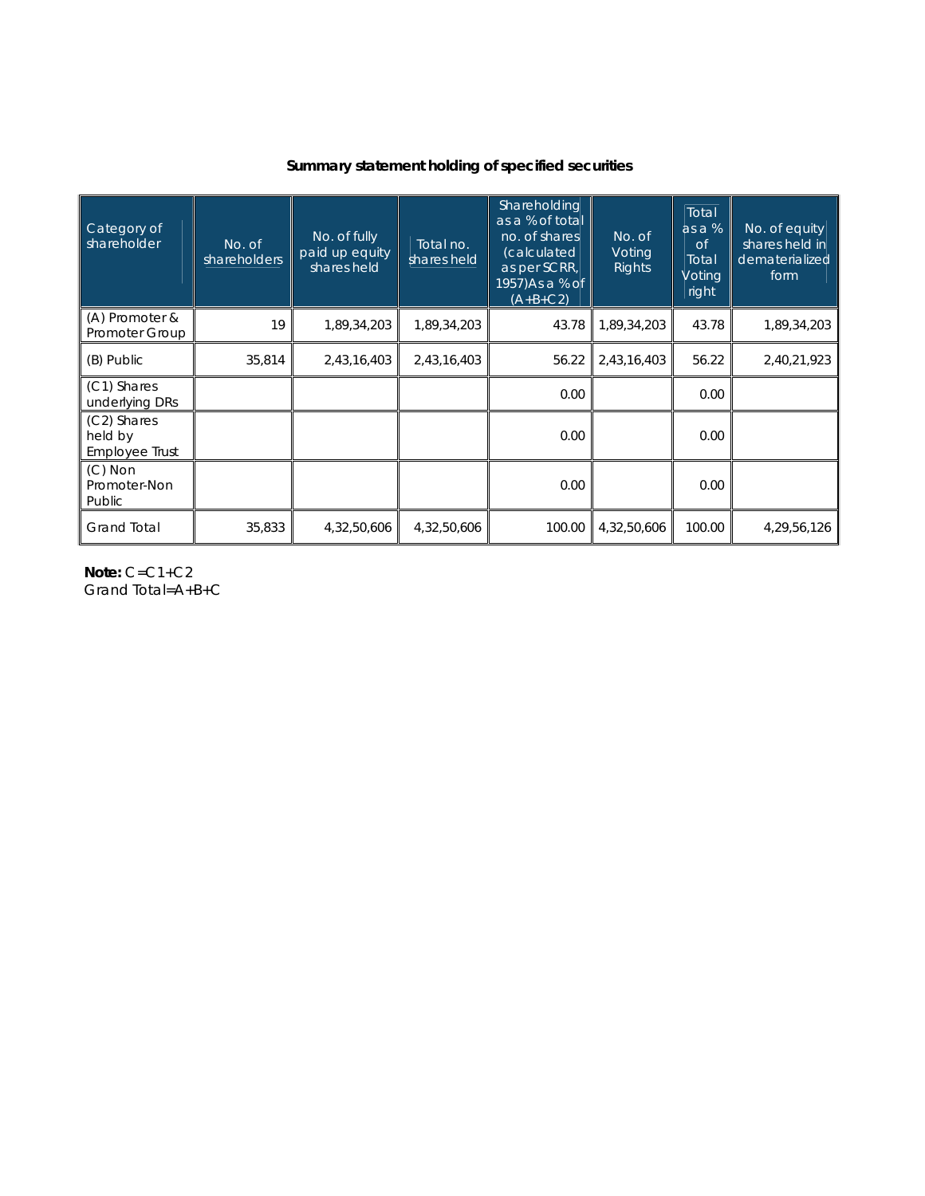## Summary statement holding of specified securities

| Category of shareholder | No. of shareholders | No. of fully paid up equity shares held | Total no. shares held | Shareholding as a % of total no. of shares (calculated as per SCRR, 1957)As a % of (A+B+C2) | No. of Voting Rights | Total as a % of Total Voting right | No. of equity shares held in dematerialized form |
|---|---|---|---|---|---|---|---|
| (A) Promoter & Promoter Group | 19 | 1,89,34,203 | 1,89,34,203 | 43.78 | 1,89,34,203 | 43.78 | 1,89,34,203 |
| (B) Public | 35,814 | 2,43,16,403 | 2,43,16,403 | 56.22 | 2,43,16,403 | 56.22 | 2,40,21,923 |
| (C1) Shares underlying DRs | | | | 0.00 | | 0.00 | |
| (C2) Shares held by Employee Trust | | | | 0.00 | | 0.00 | |
| (C) Non Promoter-Non Public | | | | 0.00 | | 0.00 | |
| Grand Total | 35,833 | 4,32,50,606 | 4,32,50,606 | 100.00 | 4,32,50,606 | 100.00 | 4,29,56,126 |

**Note:** C=C1+C2
Grand Total=A+B+C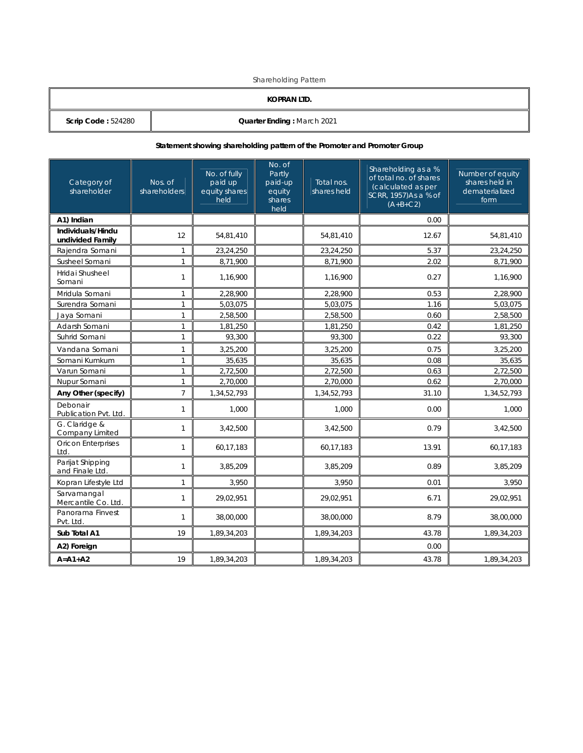Shareholding Pattern

| KOPRAN LTD. | |
|---|---|
| **Scrip Code :** 524280 | **Quarter Ending :** March 2021 |

**Statement showing shareholding pattern of the Promoter and Promoter Group**

| Category of shareholder | Nos. of shareholders | No. of fully paid up equity shares held | No. of Partly paid-up equity shares held | Total nos. shares held | Shareholding as a % of total no. of shares (calculated as per SCRR, 1957)As a % of (A+B+C2) | Number of equity shares held in dematerialized form |
|---|---|---|---|---|---|---|
| **A1) Indian** | | | | | 0.00 | |
| **Individuals/Hindu undivided Family** | 12 | 54,81,410 | | 54,81,410 | 12.67 | 54,81,410 |
| Rajendra Somani | 1 | 23,24,250 | | 23,24,250 | 5.37 | 23,24,250 |
| Susheel Somani | 1 | 8,71,900 | | 8,71,900 | 2.02 | 8,71,900 |
| Hridai Shusheel Somani | 1 | 1,16,900 | | 1,16,900 | 0.27 | 1,16,900 |
| Mridula Somani | 1 | 2,28,900 | | 2,28,900 | 0.53 | 2,28,900 |
| Surendra Somani | 1 | 5,03,075 | | 5,03,075 | 1.16 | 5,03,075 |
| Jaya Somani | 1 | 2,58,500 | | 2,58,500 | 0.60 | 2,58,500 |
| Adarsh Somani | 1 | 1,81,250 | | 1,81,250 | 0.42 | 1,81,250 |
| Suhrid Somani | 1 | 93,300 | | 93,300 | 0.22 | 93,300 |
| Vandana Somani | 1 | 3,25,200 | | 3,25,200 | 0.75 | 3,25,200 |
| Somani Kumkum | 1 | 35,635 | | 35,635 | 0.08 | 35,635 |
| Varun Somani | 1 | 2,72,500 | | 2,72,500 | 0.63 | 2,72,500 |
| Nupur Somani | 1 | 2,70,000 | | 2,70,000 | 0.62 | 2,70,000 |
| **Any Other (specify)** | 7 | 1,34,52,793 | | 1,34,52,793 | 31.10 | 1,34,52,793 |
| Debonair Publication Pvt. Ltd. | 1 | 1,000 | | 1,000 | 0.00 | 1,000 |
| G. Claridge & Company Limited | 1 | 3,42,500 | | 3,42,500 | 0.79 | 3,42,500 |
| Oricon Enterprises Ltd. | 1 | 60,17,183 | | 60,17,183 | 13.91 | 60,17,183 |
| Parijat Shipping and Finale Ltd. | 1 | 3,85,209 | | 3,85,209 | 0.89 | 3,85,209 |
| Kopran Lifestyle Ltd | 1 | 3,950 | | 3,950 | 0.01 | 3,950 |
| Sarvamangal Mercantile Co. Ltd. | 1 | 29,02,951 | | 29,02,951 | 6.71 | 29,02,951 |
| Panorama Finvest Pvt. Ltd. | 1 | 38,00,000 | | 38,00,000 | 8.79 | 38,00,000 |
| **Sub Total A1** | 19 | 1,89,34,203 | | 1,89,34,203 | 43.78 | 1,89,34,203 |
| **A2) Foreign** | | | | | 0.00 | |
| **A=A1+A2** | 19 | 1,89,34,203 | | 1,89,34,203 | 43.78 | 1,89,34,203 |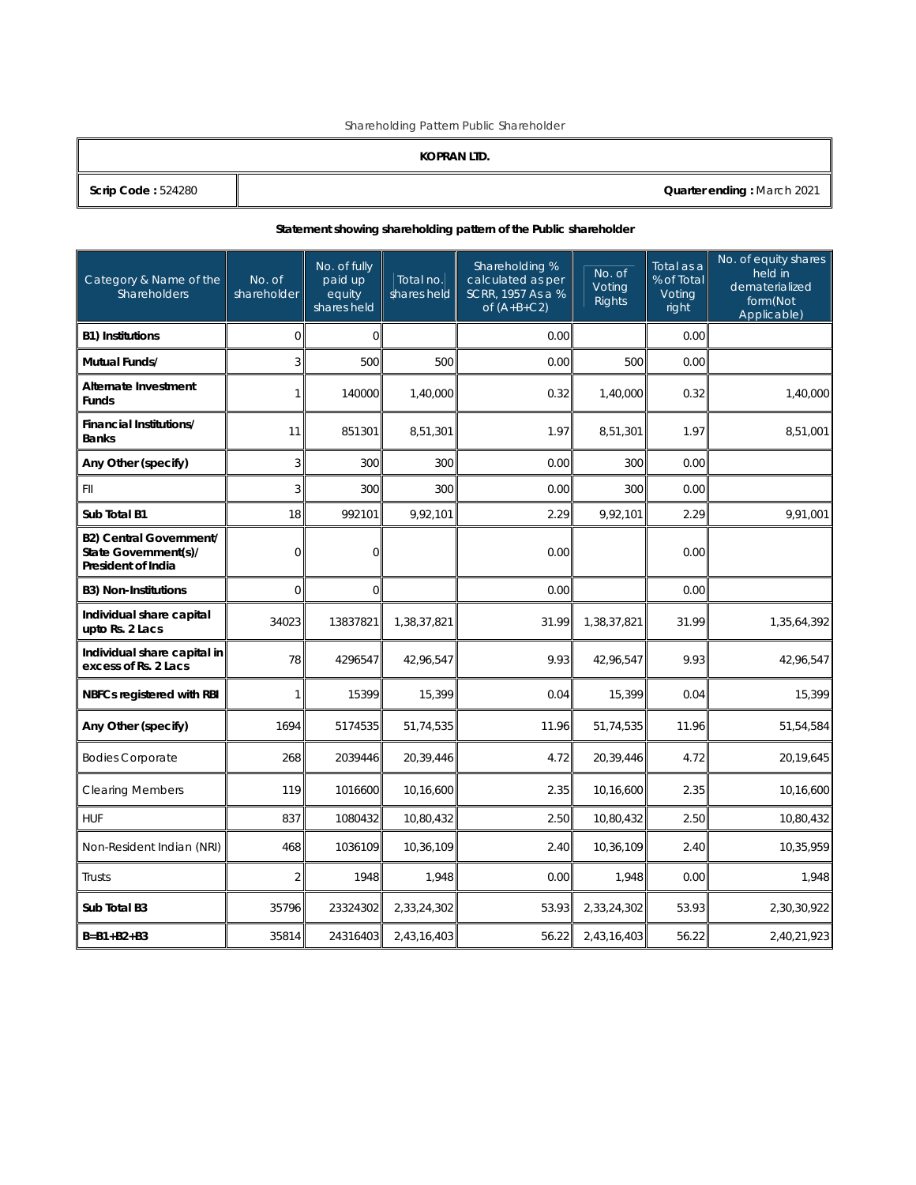Shareholding Pattern Public Shareholder

| KOPRAN LTD. | |
|---|---|
| **Scrip Code :** 524280 | **Quarter ending :** March 2021 |

**Statement showing shareholding pattern of the Public shareholder**

| Category & Name of the Shareholders | No. of shareholder | No. of fully paid up equity shares held | Total no. shares held | Shareholding % calculated as per SCRR, 1957 As a % of (A+B+C2) | No. of Voting Rights | Total as a % of Total Voting right | No. of equity shares held in dematerialized form(Not Applicable) |
|---|---|---|---|---|---|---|---|
| **B1) Institutions** | 0 | 0 | | 0.00 | | 0.00 | |
| **Mutual Funds/** | 3 | 500 | 500 | 0.00 | 500 | 0.00 | |
| **Alternate Investment Funds** | 1 | 140000 | 1,40,000 | 0.32 | 1,40,000 | 0.32 | 1,40,000 |
| **Financial Institutions/ Banks** | 11 | 851301 | 8,51,301 | 1.97 | 8,51,301 | 1.97 | 8,51,001 |
| **Any Other (specify)** | 3 | 300 | 300 | 0.00 | 300 | 0.00 | |
| FII | 3 | 300 | 300 | 0.00 | 300 | 0.00 | |
| **Sub Total B1** | 18 | 992101 | 9,92,101 | 2.29 | 9,92,101 | 2.29 | 9,91,001 |
| **B2) Central Government/ State Government(s)/ President of India** | 0 | 0 | | 0.00 | | 0.00 | |
| **B3) Non-Institutions** | 0 | 0 | | 0.00 | | 0.00 | |
| **Individual share capital upto Rs. 2 Lacs** | 34023 | 13837821 | 1,38,37,821 | 31.99 | 1,38,37,821 | 31.99 | 1,35,64,392 |
| **Individual share capital in excess of Rs. 2 Lacs** | 78 | 4296547 | 42,96,547 | 9.93 | 42,96,547 | 9.93 | 42,96,547 |
| **NBFCs registered with RBI** | 1 | 15399 | 15,399 | 0.04 | 15,399 | 0.04 | 15,399 |
| **Any Other (specify)** | 1694 | 5174535 | 51,74,535 | 11.96 | 51,74,535 | 11.96 | 51,54,584 |
| Bodies Corporate | 268 | 2039446 | 20,39,446 | 4.72 | 20,39,446 | 4.72 | 20,19,645 |
| Clearing Members | 119 | 1016600 | 10,16,600 | 2.35 | 10,16,600 | 2.35 | 10,16,600 |
| HUF | 837 | 1080432 | 10,80,432 | 2.50 | 10,80,432 | 2.50 | 10,80,432 |
| Non-Resident Indian (NRI) | 468 | 1036109 | 10,36,109 | 2.40 | 10,36,109 | 2.40 | 10,35,959 |
| Trusts | 2 | 1948 | 1,948 | 0.00 | 1,948 | 0.00 | 1,948 |
| **Sub Total B3** | 35796 | 23324302 | 2,33,24,302 | 53.93 | 2,33,24,302 | 53.93 | 2,30,30,922 |
| **B=B1+B2+B3** | 35814 | 24316403 | 2,43,16,403 | 56.22 | 2,43,16,403 | 56.22 | 2,40,21,923 |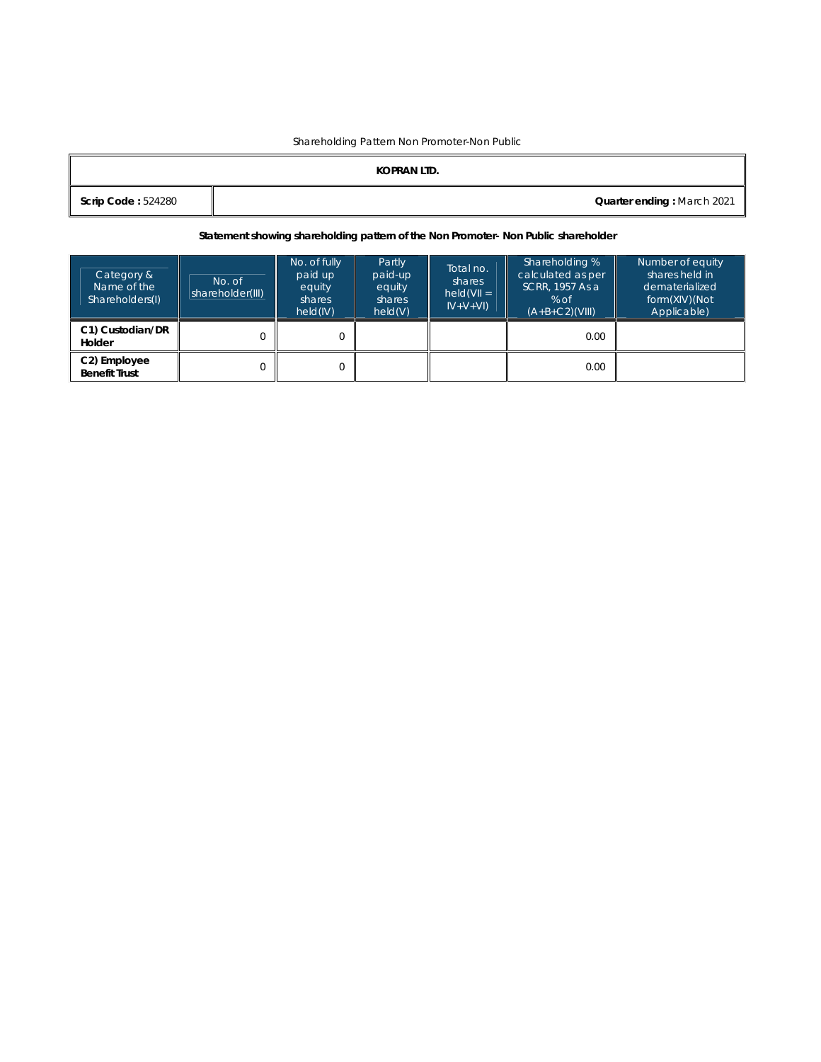Shareholding Pattern Non Promoter-Non Public

| KOPRAN LTD. | |
|---|---|
| **Scrip Code :** 524280 | **Quarter ending :** March 2021 |

**Statement showing shareholding pattern of the Non Promoter- Non Public shareholder**

| Category & Name of the Shareholders(I) | No. of shareholder(III) | No. of fully paid up equity shares held(IV) | Partly paid-up equity shares held(V) | Total no. shares held(VII = IV+V+VI) | Shareholding % calculated as per SCRR, 1957 As a % of (A+B+C2)(VIII) | Number of equity shares held in dematerialized form(XIV)(Not Applicable) |
|---|---|---|---|---|---|---|
| **C1) Custodian/DR Holder** | 0 | 0 | | | 0.00 | |
| **C2) Employee Benefit Trust** | 0 | 0 | | | 0.00 | |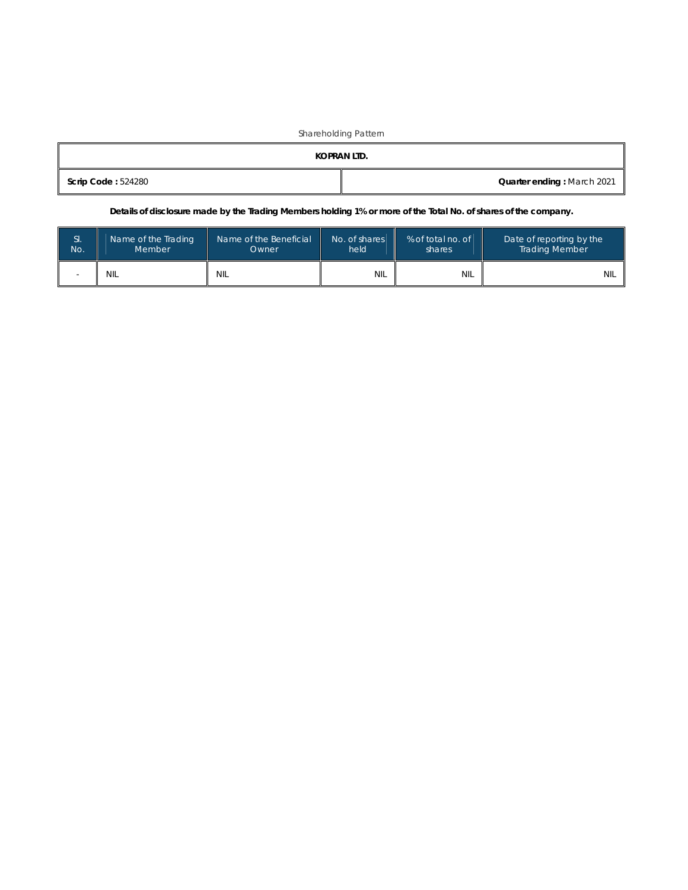Shareholding Pattern

| **KOPRAN LTD.** | |
| --- | --- |
| **Scrip Code :** 524280 | **Quarter ending :** March 2021 |

**Details of disclosure made by the Trading Members holding 1% or more of the Total No. of shares of the company.**

| Sl. No. | Name of the Trading Member | Name of the Beneficial Owner | No. of shares held | % of total no. of shares | Date of reporting by the Trading Member |
| --- | --- | --- | --- | --- | --- |
| - | NIL | NIL | NIL | NIL | NIL |